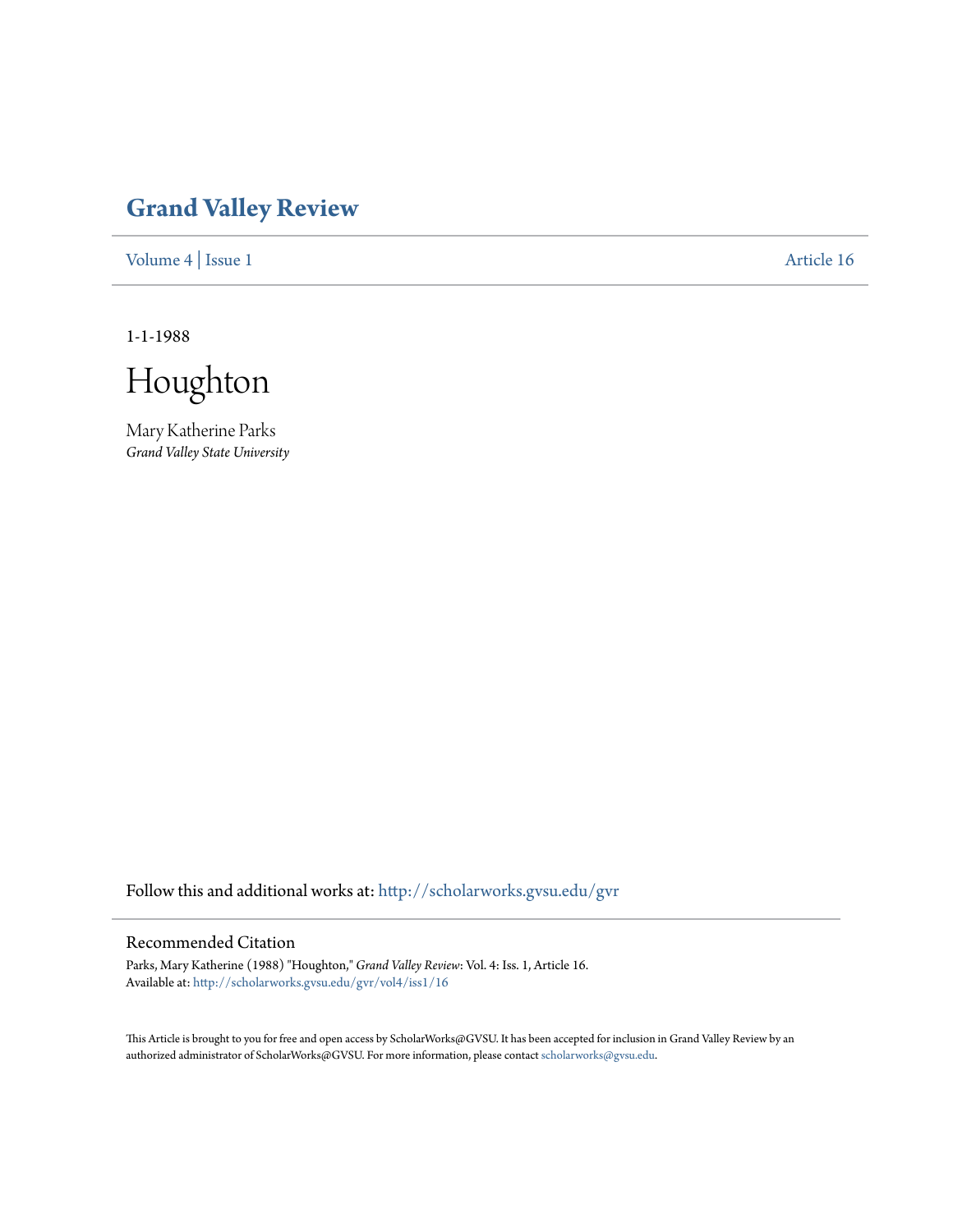# Grand Valley Review

Volume 4 | Issue 1 Article 16

1-1-1988

# Houghton

Mary Katherine Parks
*Grand Valley State University*

Follow this and additional works at: http://scholarworks.gvsu.edu/gvr

## Recommended Citation

Parks, Mary Katherine (1988) "Houghton," *Grand Valley Review*: Vol. 4: Iss. 1, Article 16.
Available at: http://scholarworks.gvsu.edu/gvr/vol4/iss1/16

This Article is brought to you for free and open access by ScholarWorks@GVSU. It has been accepted for inclusion in Grand Valley Review by an authorized administrator of ScholarWorks@GVSU. For more information, please contact scholarworks@gvsu.edu.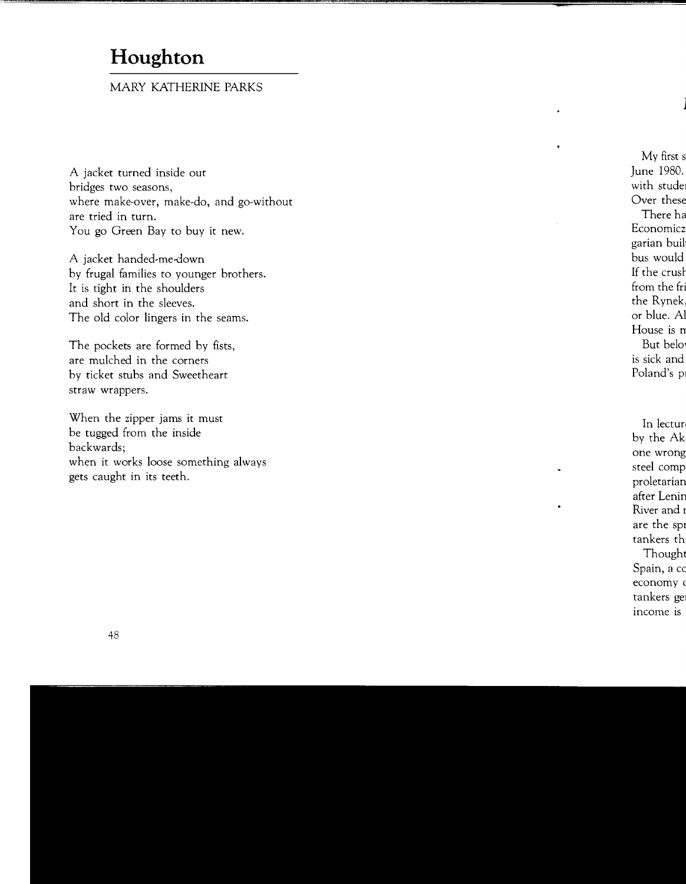# Houghton

MARY KATHERINE PARKS

A jacket turned inside out
bridges two seasons,
where make-over, make-do, and go-without
are tried in turn.
You go Green Bay to buy it new.

A jacket handed-me-down
by frugal families to younger brothers.
It is tight in the shoulders
and short in the sleeves.
The old color lingers in the seams.

The pockets are formed by fists,
are mulched in the corners
by ticket stubs and Sweetheart
straw wrappers.

When the zipper jams it must
be tugged from the inside
backwards;
when it works loose something always
gets caught in its teeth.